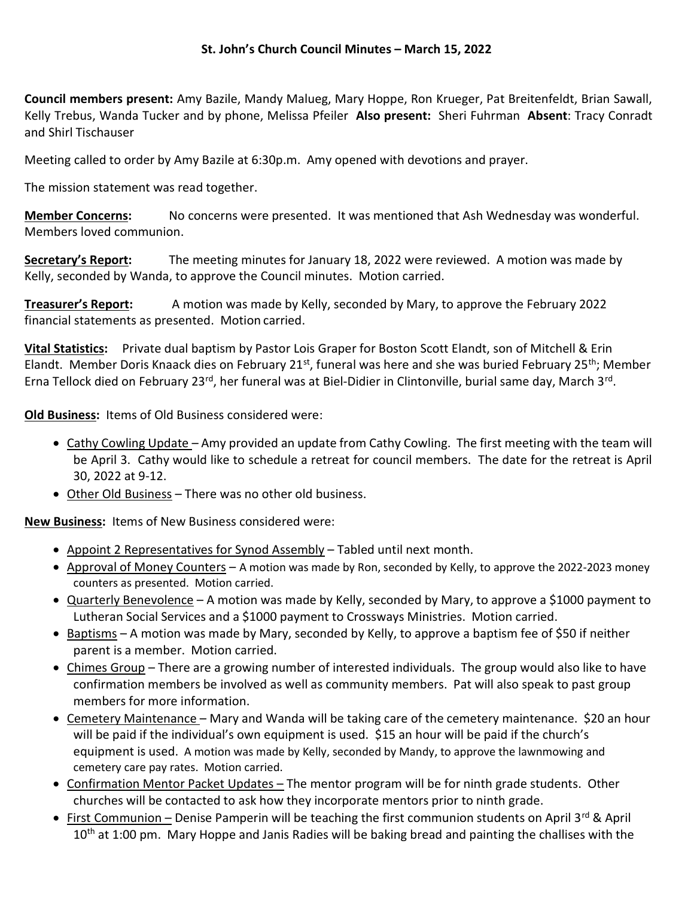### St. John's Church Council Minutes – March 15, 2022

**Council members present:** Amy Bazile, Mandy Malueg, Mary Hoppe, Ron Krueger, Pat Breitenfeldt, Brian Sawall, Kelly Trebus, Wanda Tucker and by phone, Melissa Pfeiler **Also present:** Sheri Fuhrman **Absent**: Tracy Conradt and Shirl Tischauser

Meeting called to order by Amy Bazile at 6:30p.m. Amy opened with devotions and prayer.

The mission statement was read together.

**Member Concerns:** No concerns were presented. It was mentioned that Ash Wednesday was wonderful. Members loved communion.

**Secretary's Report:** The meeting minutes for January 18, 2022 were reviewed. A motion was made by Kelly, seconded by Wanda, to approve the Council minutes. Motion carried.

**Treasurer's Report:** A motion was made by Kelly, seconded by Mary, to approve the February 2022 financial statements as presented. Motion carried.

**Vital Statistics:** Private dual baptism by Pastor Lois Graper for Boston Scott Elandt, son of Mitchell & Erin Elandt. Member Doris Knaack dies on February 21st, funeral was here and she was buried February 25th; Member Erna Tellock died on February 23rd, her funeral was at Biel-Didier in Clintonville, burial same day, March 3rd.

**Old Business:** Items of Old Business considered were:

- Cathy Cowling Update – Amy provided an update from Cathy Cowling. The first meeting with the team will be April 3. Cathy would like to schedule a retreat for council members. The date for the retreat is April 30, 2022 at 9-12.
- Other Old Business – There was no other old business.

**New Business:** Items of New Business considered were:

- Appoint 2 Representatives for Synod Assembly – Tabled until next month.
- Approval of Money Counters – A motion was made by Ron, seconded by Kelly, to approve the 2022-2023 money counters as presented. Motion carried.
- Quarterly Benevolence – A motion was made by Kelly, seconded by Mary, to approve a $1000 payment to Lutheran Social Services and a $1000 payment to Crossways Ministries. Motion carried.
- Baptisms – A motion was made by Mary, seconded by Kelly, to approve a baptism fee of $50 if neither parent is a member. Motion carried.
- Chimes Group – There are a growing number of interested individuals. The group would also like to have confirmation members be involved as well as community members. Pat will also speak to past group members for more information.
- Cemetery Maintenance – Mary and Wanda will be taking care of the cemetery maintenance. $20 an hour will be paid if the individual's own equipment is used. $15 an hour will be paid if the church's equipment is used. A motion was made by Kelly, seconded by Mandy, to approve the lawnmowing and cemetery care pay rates. Motion carried.
- Confirmation Mentor Packet Updates – The mentor program will be for ninth grade students. Other churches will be contacted to ask how they incorporate mentors prior to ninth grade.
- First Communion – Denise Pamperin will be teaching the first communion students on April 3rd & April 10th at 1:00 pm. Mary Hoppe and Janis Radies will be baking bread and painting the challises with the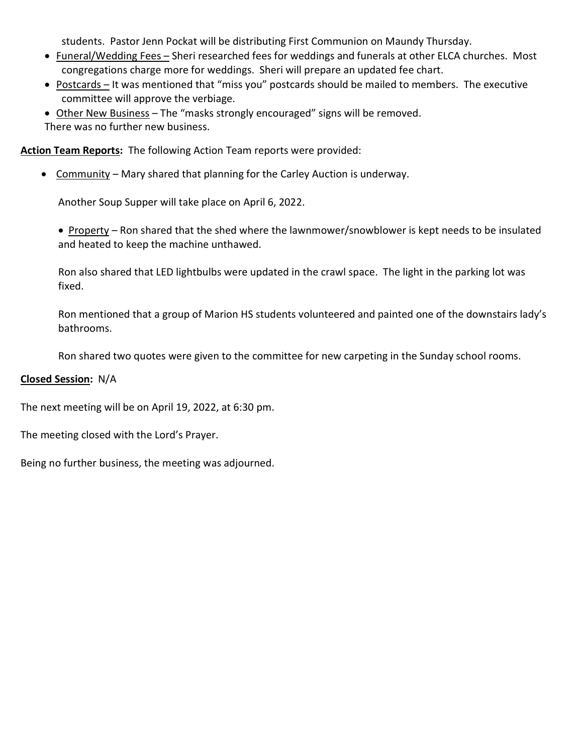students. Pastor Jenn Pockat will be distributing First Communion on Maundy Thursday.

- Funeral/Wedding Fees – Sheri researched fees for weddings and funerals at other ELCA churches. Most congregations charge more for weddings. Sheri will prepare an updated fee chart.
- Postcards – It was mentioned that "miss you" postcards should be mailed to members. The executive committee will approve the verbiage.
- Other New Business – The "masks strongly encouraged" signs will be removed.

There was no further new business.

**Action Team Reports:** The following Action Team reports were provided:

- Community – Mary shared that planning for the Carley Auction is underway.

  Another Soup Supper will take place on April 6, 2022.

- Property – Ron shared that the shed where the lawnmower/snowblower is kept needs to be insulated and heated to keep the machine unthawed.

  Ron also shared that LED lightbulbs were updated in the crawl space. The light in the parking lot was fixed.

  Ron mentioned that a group of Marion HS students volunteered and painted one of the downstairs lady's bathrooms.

  Ron shared two quotes were given to the committee for new carpeting in the Sunday school rooms.

**Closed Session:** N/A

The next meeting will be on April 19, 2022, at 6:30 pm.

The meeting closed with the Lord's Prayer.

Being no further business, the meeting was adjourned.